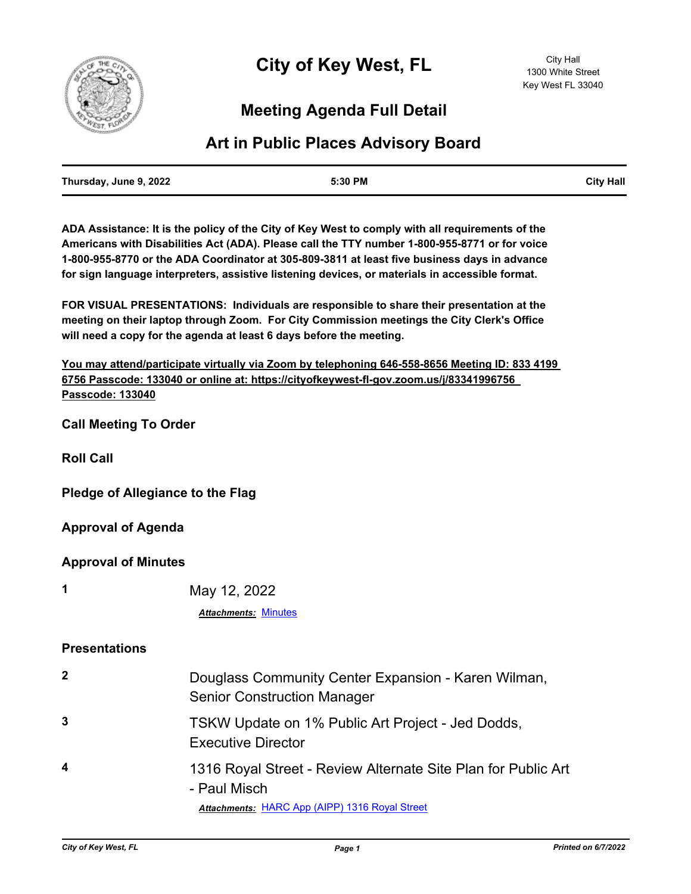# City of Key West, FL

City Hall
1300 White Street
Key West FL 33040

## Meeting Agenda Full Detail

## Art in Public Places Advisory Board

| Thursday, June 9, 2022 | 5:30 PM | City Hall |
|---|---|---|

**ADA Assistance: It is the policy of the City of Key West to comply with all requirements of the Americans with Disabilities Act (ADA). Please call the TTY number 1-800-955-8771 or for voice 1-800-955-8770 or the ADA Coordinator at 305-809-3811 at least five business days in advance for sign language interpreters, assistive listening devices, or materials in accessible format.**

**FOR VISUAL PRESENTATIONS: Individuals are responsible to share their presentation at the meeting on their laptop through Zoom. For City Commission meetings the City Clerk's Office will need a copy for the agenda at least 6 days before the meeting.**

**You may attend/participate virtually via Zoom by telephoning 646-558-8656 Meeting ID: 833 4199 6756 Passcode: 133040 or online at: https://cityofkeywest-fl-gov.zoom.us/j/83341996756 Passcode: 133040**

### Call Meeting To Order

### Roll Call

### Pledge of Allegiance to the Flag

### Approval of Agenda

### Approval of Minutes

**1** May 12, 2022

***Attachments:*** Minutes

### Presentations

**2** Douglass Community Center Expansion - Karen Wilman, Senior Construction Manager

**3** TSKW Update on 1% Public Art Project - Jed Dodds, Executive Director

**4** 1316 Royal Street - Review Alternate Site Plan for Public Art - Paul Misch

***Attachments:*** HARC App (AIPP) 1316 Royal Street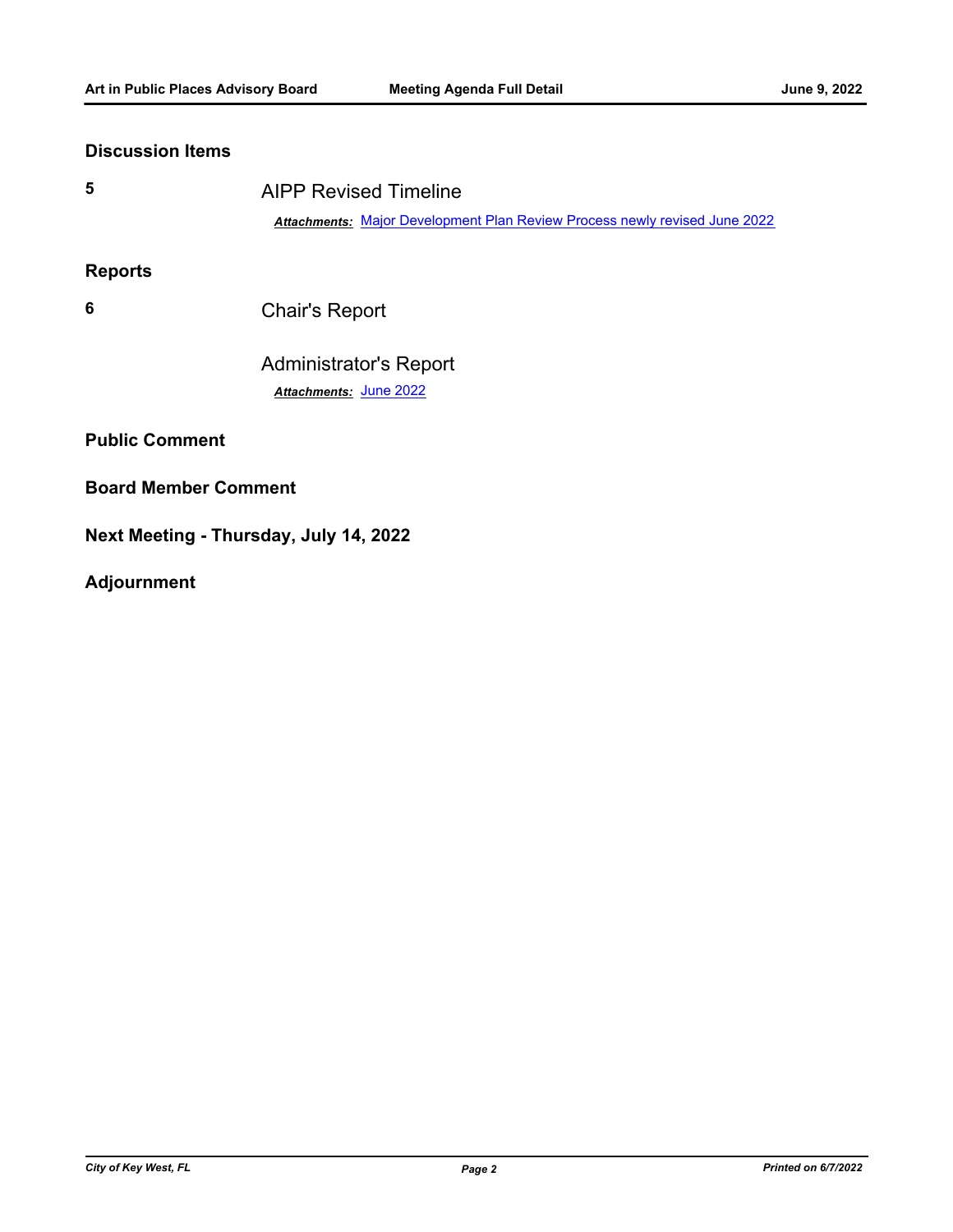## Discussion Items

**5** AIPP Revised Timeline

***Attachments:*** Major Development Plan Review Process newly revised June 2022

## Reports

**6** Chair's Report

Administrator's Report

***Attachments:*** June 2022

## Public Comment

## Board Member Comment

## Next Meeting - Thursday, July 14, 2022

## Adjournment